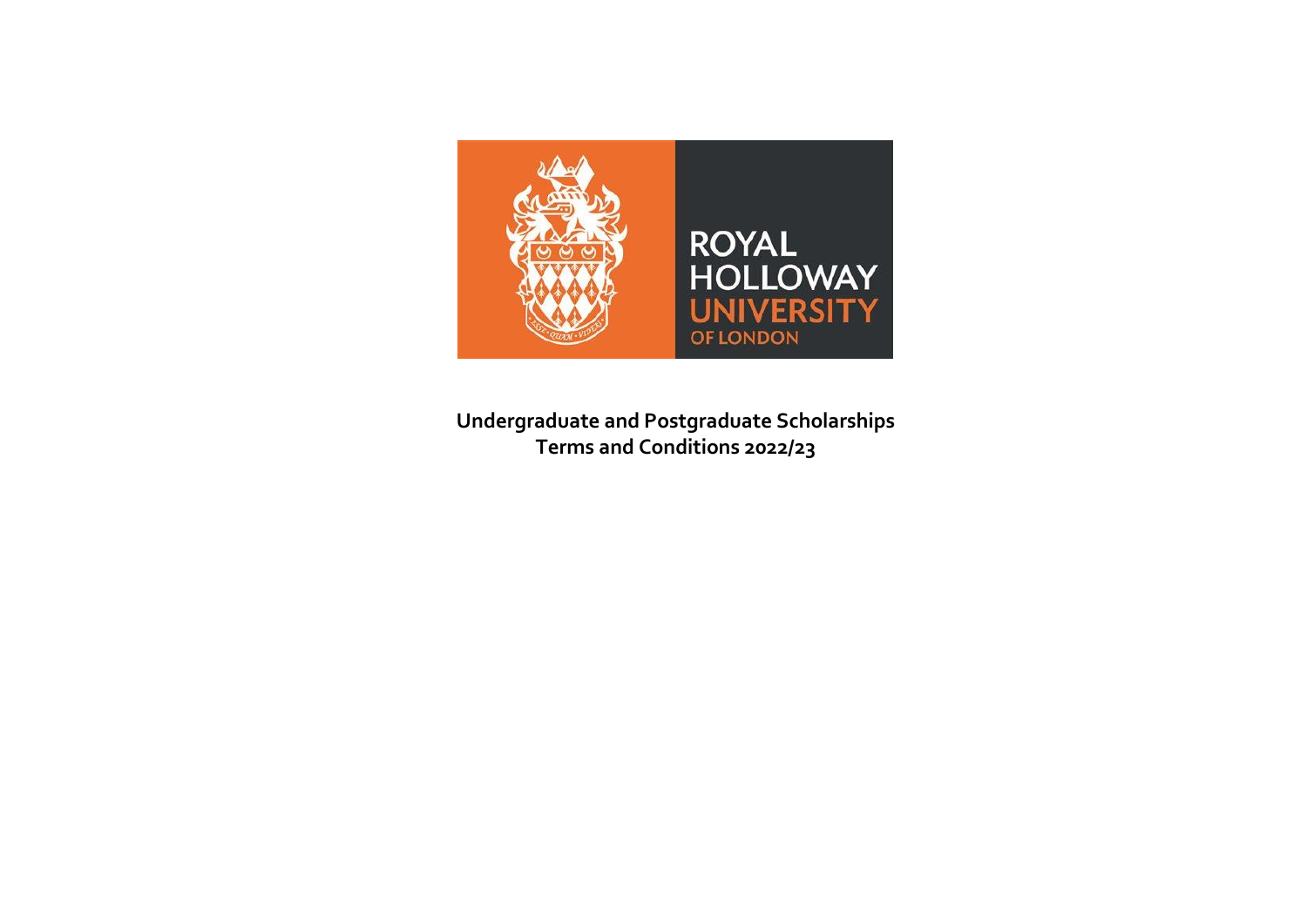# Undergraduate and Postgraduate Scholarships Terms and Conditions 2022/23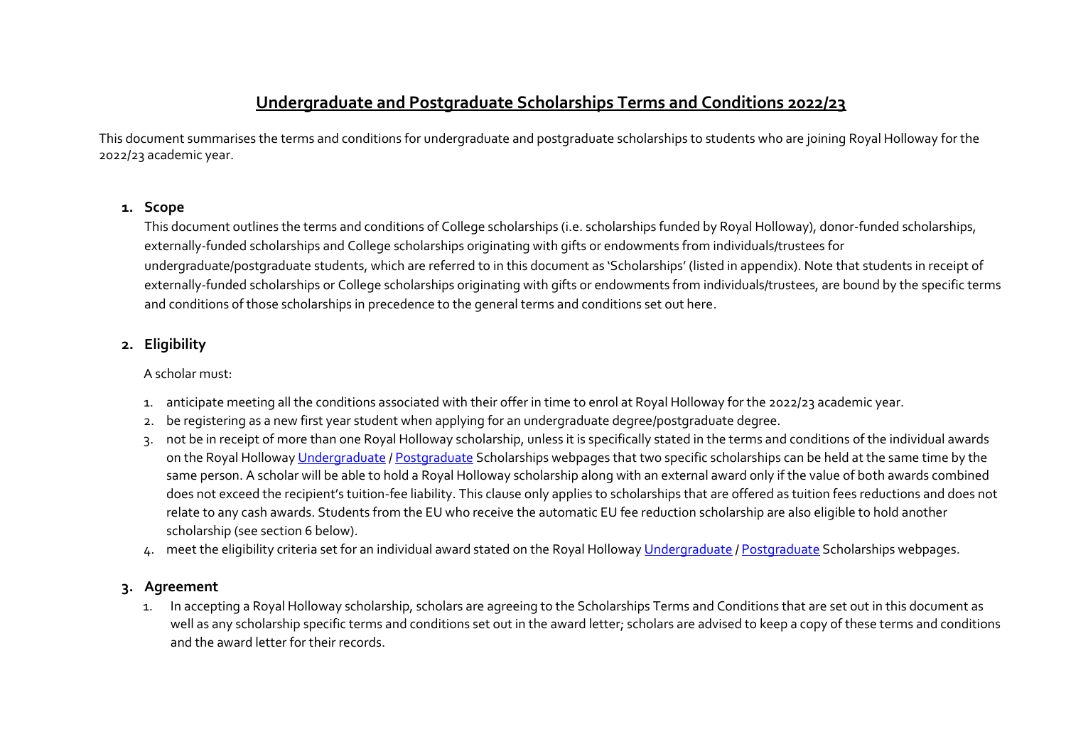# Undergraduate and Postgraduate Scholarships Terms and Conditions 2022/23

This document summarises the terms and conditions for undergraduate and postgraduate scholarships to students who are joining Royal Holloway for the 2022/23 academic year.

## 1. Scope

This document outlines the terms and conditions of College scholarships (i.e. scholarships funded by Royal Holloway), donor-funded scholarships, externally-funded scholarships and College scholarships originating with gifts or endowments from individuals/trustees for undergraduate/postgraduate students, which are referred to in this document as 'Scholarships' (listed in appendix). Note that students in receipt of externally-funded scholarships or College scholarships originating with gifts or endowments from individuals/trustees, are bound by the specific terms and conditions of those scholarships in precedence to the general terms and conditions set out here.

## 2. Eligibility

A scholar must:

1. anticipate meeting all the conditions associated with their offer in time to enrol at Royal Holloway for the 2022/23 academic year.
2. be registering as a new first year student when applying for an undergraduate degree/postgraduate degree.
3. not be in receipt of more than one Royal Holloway scholarship, unless it is specifically stated in the terms and conditions of the individual awards on the Royal Holloway Undergraduate / Postgraduate Scholarships webpages that two specific scholarships can be held at the same time by the same person. A scholar will be able to hold a Royal Holloway scholarship along with an external award only if the value of both awards combined does not exceed the recipient's tuition-fee liability. This clause only applies to scholarships that are offered as tuition fees reductions and does not relate to any cash awards. Students from the EU who receive the automatic EU fee reduction scholarship are also eligible to hold another scholarship (see section 6 below).
4. meet the eligibility criteria set for an individual award stated on the Royal Holloway Undergraduate / Postgraduate Scholarships webpages.

## 3. Agreement

1. In accepting a Royal Holloway scholarship, scholars are agreeing to the Scholarships Terms and Conditions that are set out in this document as well as any scholarship specific terms and conditions set out in the award letter; scholars are advised to keep a copy of these terms and conditions and the award letter for their records.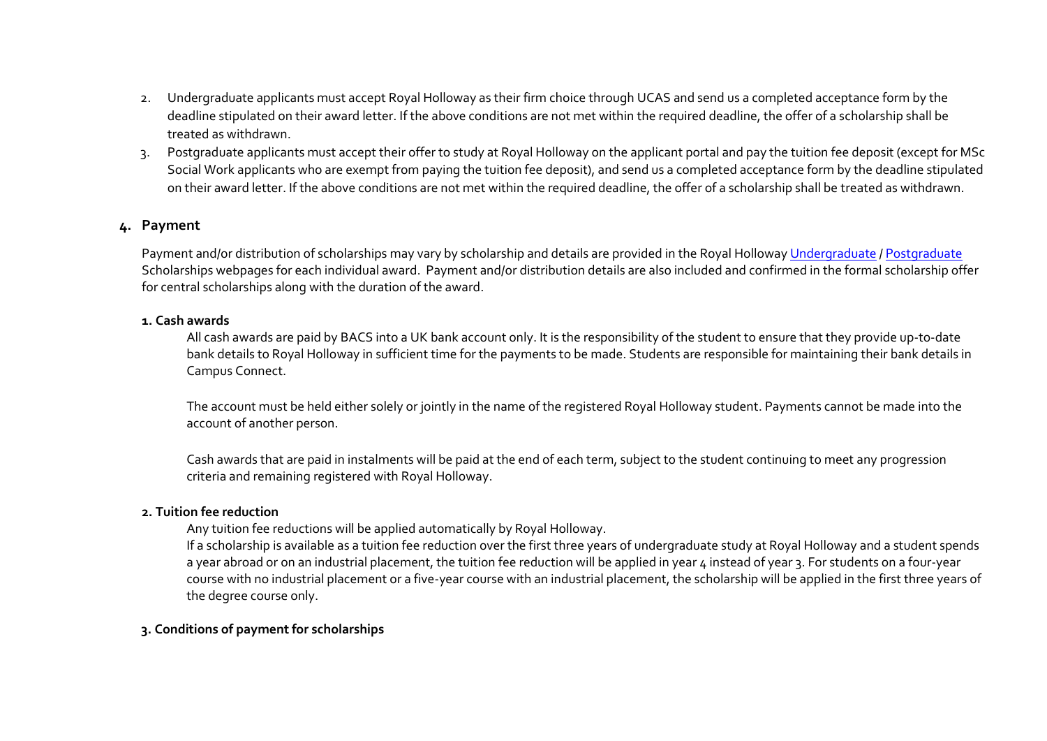2. Undergraduate applicants must accept Royal Holloway as their firm choice through UCAS and send us a completed acceptance form by the deadline stipulated on their award letter. If the above conditions are not met within the required deadline, the offer of a scholarship shall be treated as withdrawn.
3. Postgraduate applicants must accept their offer to study at Royal Holloway on the applicant portal and pay the tuition fee deposit (except for MSc Social Work applicants who are exempt from paying the tuition fee deposit), and send us a completed acceptance form by the deadline stipulated on their award letter. If the above conditions are not met within the required deadline, the offer of a scholarship shall be treated as withdrawn.

## 4. Payment

Payment and/or distribution of scholarships may vary by scholarship and details are provided in the Royal Holloway Undergraduate / Postgraduate Scholarships webpages for each individual award. Payment and/or distribution details are also included and confirmed in the formal scholarship offer for central scholarships along with the duration of the award.

### 1. Cash awards

All cash awards are paid by BACS into a UK bank account only. It is the responsibility of the student to ensure that they provide up-to-date bank details to Royal Holloway in sufficient time for the payments to be made. Students are responsible for maintaining their bank details in Campus Connect.

The account must be held either solely or jointly in the name of the registered Royal Holloway student. Payments cannot be made into the account of another person.

Cash awards that are paid in instalments will be paid at the end of each term, subject to the student continuing to meet any progression criteria and remaining registered with Royal Holloway.

### 2. Tuition fee reduction

Any tuition fee reductions will be applied automatically by Royal Holloway.

If a scholarship is available as a tuition fee reduction over the first three years of undergraduate study at Royal Holloway and a student spends a year abroad or on an industrial placement, the tuition fee reduction will be applied in year 4 instead of year 3. For students on a four-year course with no industrial placement or a five-year course with an industrial placement, the scholarship will be applied in the first three years of the degree course only.

### 3. Conditions of payment for scholarships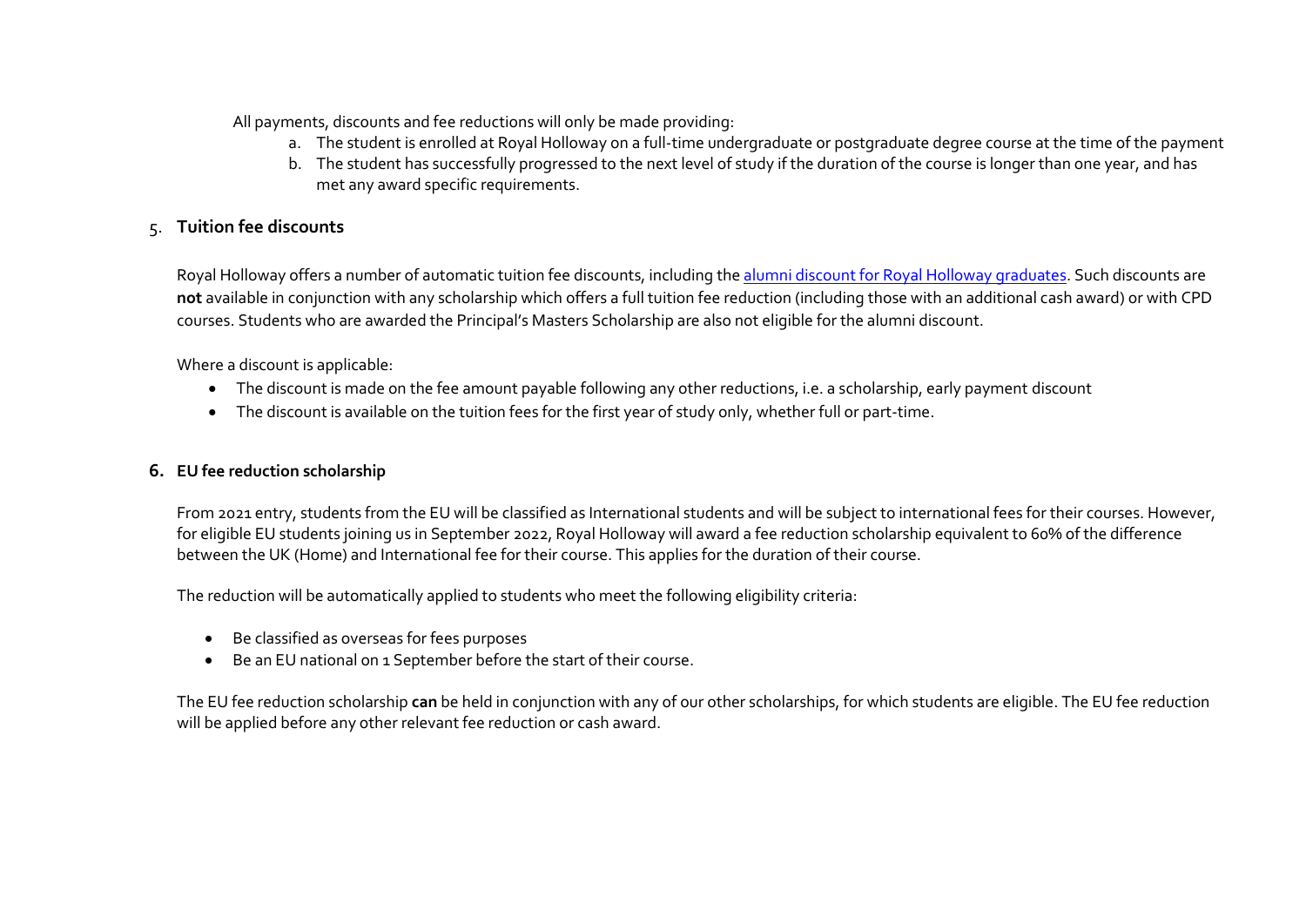All payments, discounts and fee reductions will only be made providing:

a. The student is enrolled at Royal Holloway on a full-time undergraduate or postgraduate degree course at the time of the payment
b. The student has successfully progressed to the next level of study if the duration of the course is longer than one year, and has met any award specific requirements.

## 5. Tuition fee discounts

Royal Holloway offers a number of automatic tuition fee discounts, including the [alumni discount for Royal Holloway graduates](). Such discounts are **not** available in conjunction with any scholarship which offers a full tuition fee reduction (including those with an additional cash award) or with CPD courses. Students who are awarded the Principal's Masters Scholarship are also not eligible for the alumni discount.

Where a discount is applicable:

- The discount is made on the fee amount payable following any other reductions, i.e. a scholarship, early payment discount
- The discount is available on the tuition fees for the first year of study only, whether full or part-time.

## 6. EU fee reduction scholarship

From 2021 entry, students from the EU will be classified as International students and will be subject to international fees for their courses. However, for eligible EU students joining us in September 2022, Royal Holloway will award a fee reduction scholarship equivalent to 60% of the difference between the UK (Home) and International fee for their course. This applies for the duration of their course.

The reduction will be automatically applied to students who meet the following eligibility criteria:

- Be classified as overseas for fees purposes
- Be an EU national on 1 September before the start of their course.

The EU fee reduction scholarship **can** be held in conjunction with any of our other scholarships, for which students are eligible. The EU fee reduction will be applied before any other relevant fee reduction or cash award.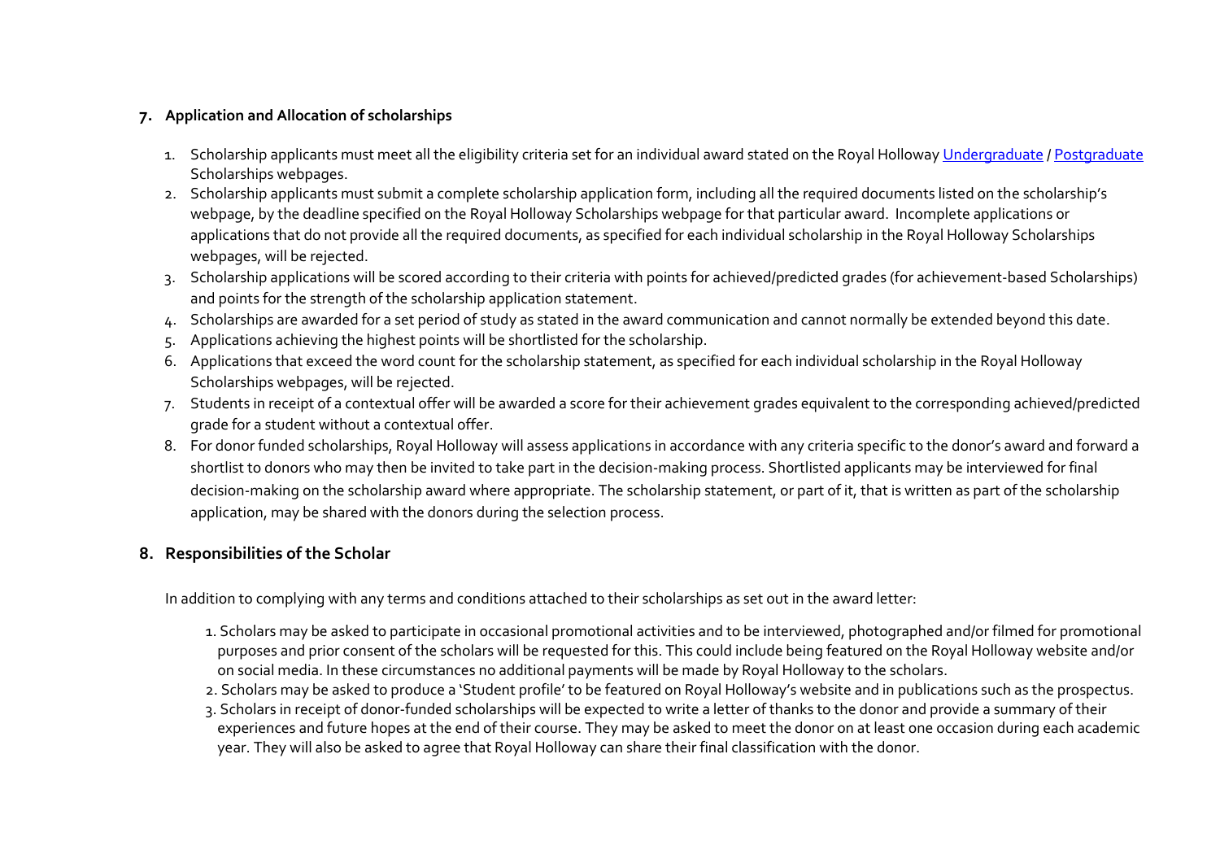## 7. Application and Allocation of scholarships

1. Scholarship applicants must meet all the eligibility criteria set for an individual award stated on the Royal Holloway Undergraduate / Postgraduate Scholarships webpages.
2. Scholarship applicants must submit a complete scholarship application form, including all the required documents listed on the scholarship's webpage, by the deadline specified on the Royal Holloway Scholarships webpage for that particular award. Incomplete applications or applications that do not provide all the required documents, as specified for each individual scholarship in the Royal Holloway Scholarships webpages, will be rejected.
3. Scholarship applications will be scored according to their criteria with points for achieved/predicted grades (for achievement-based Scholarships) and points for the strength of the scholarship application statement.
4. Scholarships are awarded for a set period of study as stated in the award communication and cannot normally be extended beyond this date.
5. Applications achieving the highest points will be shortlisted for the scholarship.
6. Applications that exceed the word count for the scholarship statement, as specified for each individual scholarship in the Royal Holloway Scholarships webpages, will be rejected.
7. Students in receipt of a contextual offer will be awarded a score for their achievement grades equivalent to the corresponding achieved/predicted grade for a student without a contextual offer.
8. For donor funded scholarships, Royal Holloway will assess applications in accordance with any criteria specific to the donor's award and forward a shortlist to donors who may then be invited to take part in the decision-making process. Shortlisted applicants may be interviewed for final decision-making on the scholarship award where appropriate. The scholarship statement, or part of it, that is written as part of the scholarship application, may be shared with the donors during the selection process.

## 8. Responsibilities of the Scholar

In addition to complying with any terms and conditions attached to their scholarships as set out in the award letter:

1. Scholars may be asked to participate in occasional promotional activities and to be interviewed, photographed and/or filmed for promotional purposes and prior consent of the scholars will be requested for this. This could include being featured on the Royal Holloway website and/or on social media. In these circumstances no additional payments will be made by Royal Holloway to the scholars.
2. Scholars may be asked to produce a 'Student profile' to be featured on Royal Holloway's website and in publications such as the prospectus.
3. Scholars in receipt of donor-funded scholarships will be expected to write a letter of thanks to the donor and provide a summary of their experiences and future hopes at the end of their course. They may be asked to meet the donor on at least one occasion during each academic year. They will also be asked to agree that Royal Holloway can share their final classification with the donor.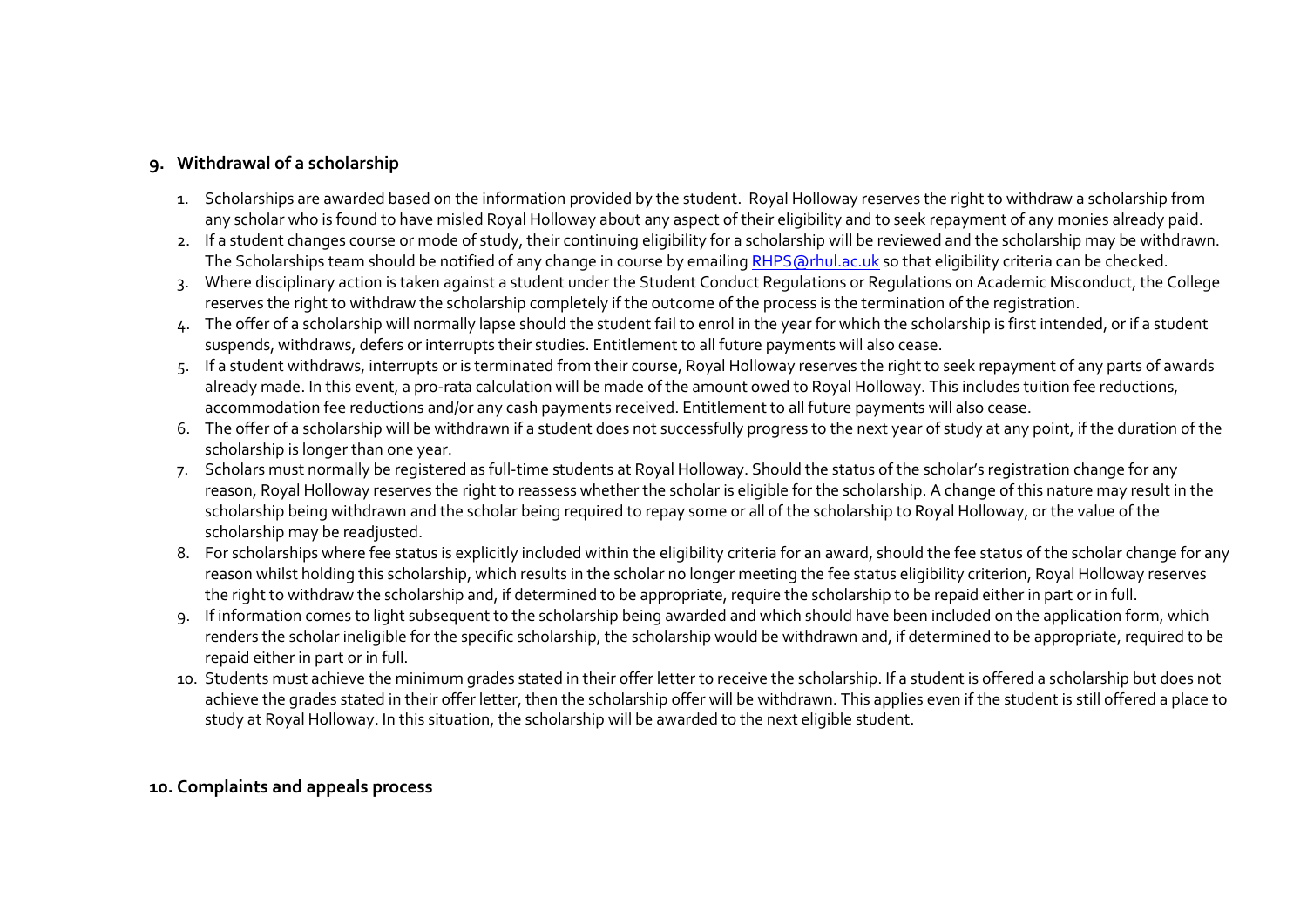## 9. Withdrawal of a scholarship

1. Scholarships are awarded based on the information provided by the student. Royal Holloway reserves the right to withdraw a scholarship from any scholar who is found to have misled Royal Holloway about any aspect of their eligibility and to seek repayment of any monies already paid.
2. If a student changes course or mode of study, their continuing eligibility for a scholarship will be reviewed and the scholarship may be withdrawn. The Scholarships team should be notified of any change in course by emailing [RHPS@rhul.ac.uk](mailto:RHPS@rhul.ac.uk) so that eligibility criteria can be checked.
3. Where disciplinary action is taken against a student under the Student Conduct Regulations or Regulations on Academic Misconduct, the College reserves the right to withdraw the scholarship completely if the outcome of the process is the termination of the registration.
4. The offer of a scholarship will normally lapse should the student fail to enrol in the year for which the scholarship is first intended, or if a student suspends, withdraws, defers or interrupts their studies. Entitlement to all future payments will also cease.
5. If a student withdraws, interrupts or is terminated from their course, Royal Holloway reserves the right to seek repayment of any parts of awards already made. In this event, a pro-rata calculation will be made of the amount owed to Royal Holloway. This includes tuition fee reductions, accommodation fee reductions and/or any cash payments received. Entitlement to all future payments will also cease.
6. The offer of a scholarship will be withdrawn if a student does not successfully progress to the next year of study at any point, if the duration of the scholarship is longer than one year.
7. Scholars must normally be registered as full-time students at Royal Holloway. Should the status of the scholar's registration change for any reason, Royal Holloway reserves the right to reassess whether the scholar is eligible for the scholarship. A change of this nature may result in the scholarship being withdrawn and the scholar being required to repay some or all of the scholarship to Royal Holloway, or the value of the scholarship may be readjusted.
8. For scholarships where fee status is explicitly included within the eligibility criteria for an award, should the fee status of the scholar change for any reason whilst holding this scholarship, which results in the scholar no longer meeting the fee status eligibility criterion, Royal Holloway reserves the right to withdraw the scholarship and, if determined to be appropriate, require the scholarship to be repaid either in part or in full.
9. If information comes to light subsequent to the scholarship being awarded and which should have been included on the application form, which renders the scholar ineligible for the specific scholarship, the scholarship would be withdrawn and, if determined to be appropriate, required to be repaid either in part or in full.
10. Students must achieve the minimum grades stated in their offer letter to receive the scholarship. If a student is offered a scholarship but does not achieve the grades stated in their offer letter, then the scholarship offer will be withdrawn. This applies even if the student is still offered a place to study at Royal Holloway. In this situation, the scholarship will be awarded to the next eligible student.

## 10. Complaints and appeals process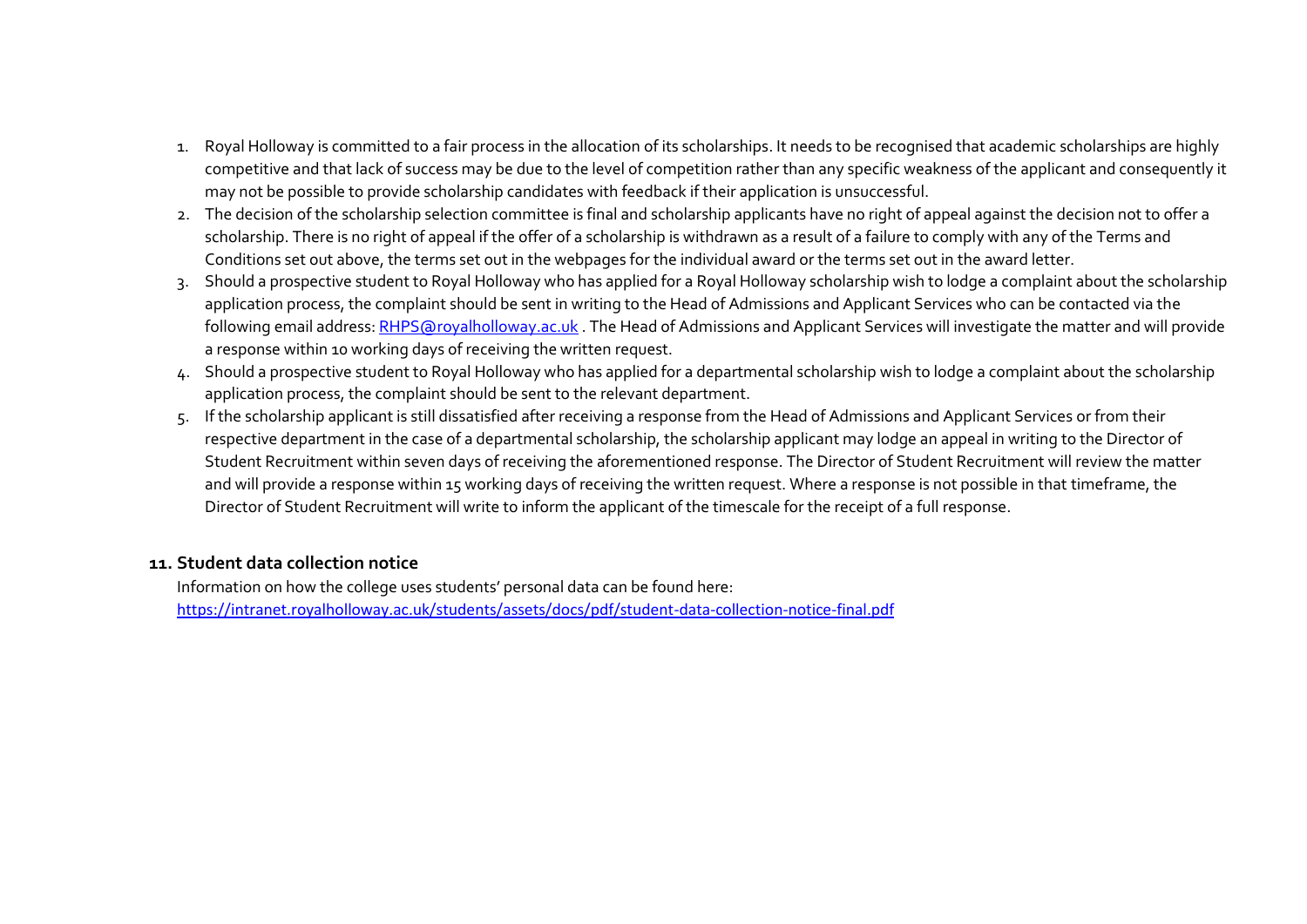1. Royal Holloway is committed to a fair process in the allocation of its scholarships. It needs to be recognised that academic scholarships are highly competitive and that lack of success may be due to the level of competition rather than any specific weakness of the applicant and consequently it may not be possible to provide scholarship candidates with feedback if their application is unsuccessful.
2. The decision of the scholarship selection committee is final and scholarship applicants have no right of appeal against the decision not to offer a scholarship. There is no right of appeal if the offer of a scholarship is withdrawn as a result of a failure to comply with any of the Terms and Conditions set out above, the terms set out in the webpages for the individual award or the terms set out in the award letter.
3. Should a prospective student to Royal Holloway who has applied for a Royal Holloway scholarship wish to lodge a complaint about the scholarship application process, the complaint should be sent in writing to the Head of Admissions and Applicant Services who can be contacted via the following email address: [RHPS@royalholloway.ac.uk](mailto:RHPS@royalholloway.ac.uk) . The Head of Admissions and Applicant Services will investigate the matter and will provide a response within 10 working days of receiving the written request.
4. Should a prospective student to Royal Holloway who has applied for a departmental scholarship wish to lodge a complaint about the scholarship application process, the complaint should be sent to the relevant department.
5. If the scholarship applicant is still dissatisfied after receiving a response from the Head of Admissions and Applicant Services or from their respective department in the case of a departmental scholarship, the scholarship applicant may lodge an appeal in writing to the Director of Student Recruitment within seven days of receiving the aforementioned response. The Director of Student Recruitment will review the matter and will provide a response within 15 working days of receiving the written request. Where a response is not possible in that timeframe, the Director of Student Recruitment will write to inform the applicant of the timescale for the receipt of a full response.

## 11. Student data collection notice

Information on how the college uses students' personal data can be found here:
[https://intranet.royalholloway.ac.uk/students/assets/docs/pdf/student-data-collection-notice-final.pdf](https://intranet.royalholloway.ac.uk/students/assets/docs/pdf/student-data-collection-notice-final.pdf)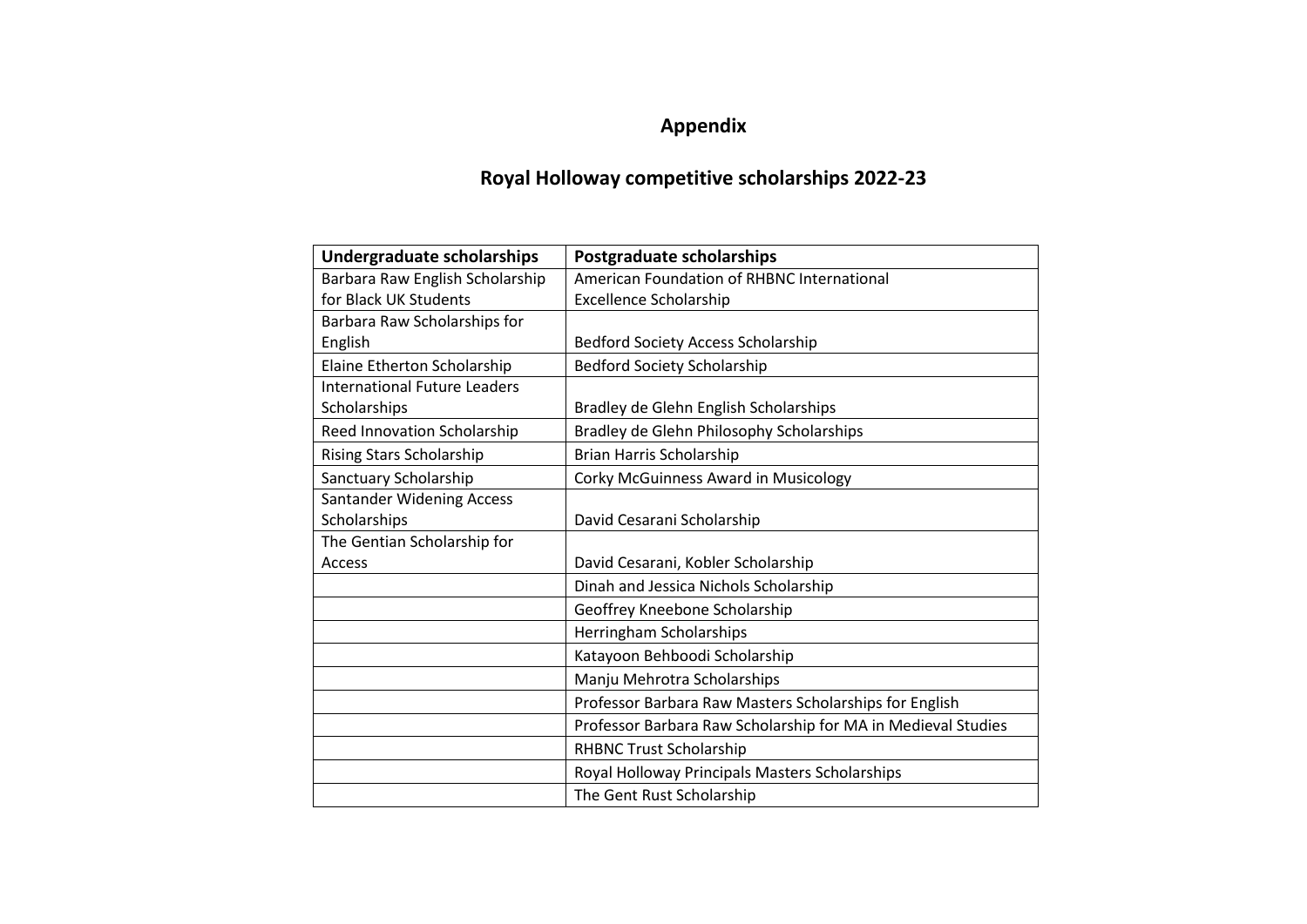# Appendix

## Royal Holloway competitive scholarships 2022-23

| Undergraduate scholarships | Postgraduate scholarships |
|---|---|
| Barbara Raw English Scholarship for Black UK Students | American Foundation of RHBNC International Excellence Scholarship |
| Barbara Raw Scholarships for English | Bedford Society Access Scholarship |
| Elaine Etherton Scholarship | Bedford Society Scholarship |
| International Future Leaders Scholarships | Bradley de Glehn English Scholarships |
| Reed Innovation Scholarship | Bradley de Glehn Philosophy Scholarships |
| Rising Stars Scholarship | Brian Harris Scholarship |
| Sanctuary Scholarship | Corky McGuinness Award in Musicology |
| Santander Widening Access Scholarships | David Cesarani Scholarship |
| The Gentian Scholarship for Access | David Cesarani, Kobler Scholarship |
| | Dinah and Jessica Nichols Scholarship |
| | Geoffrey Kneebone Scholarship |
| | Herringham Scholarships |
| | Katayoon Behboodi Scholarship |
| | Manju Mehrotra Scholarships |
| | Professor Barbara Raw Masters Scholarships for English |
| | Professor Barbara Raw Scholarship for MA in Medieval Studies |
| | RHBNC Trust Scholarship |
| | Royal Holloway Principals Masters Scholarships |
| | The Gent Rust Scholarship |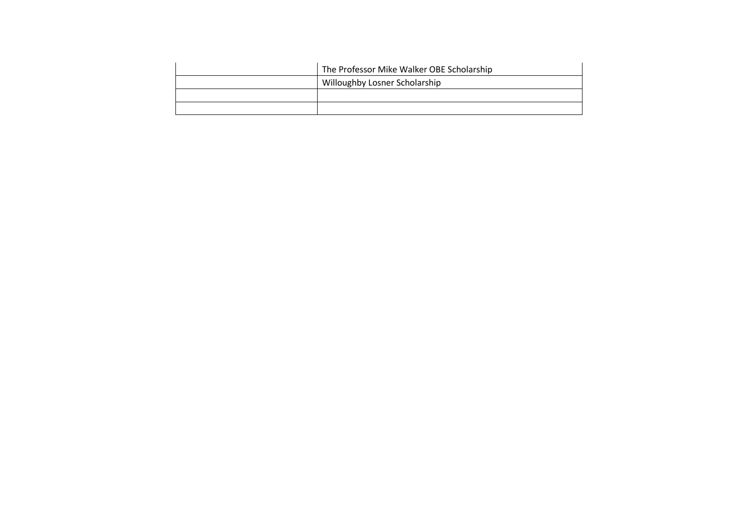| | |
|---|---|
| | The Professor Mike Walker OBE Scholarship |
| | Willoughby Losner Scholarship |
| | |
| | |